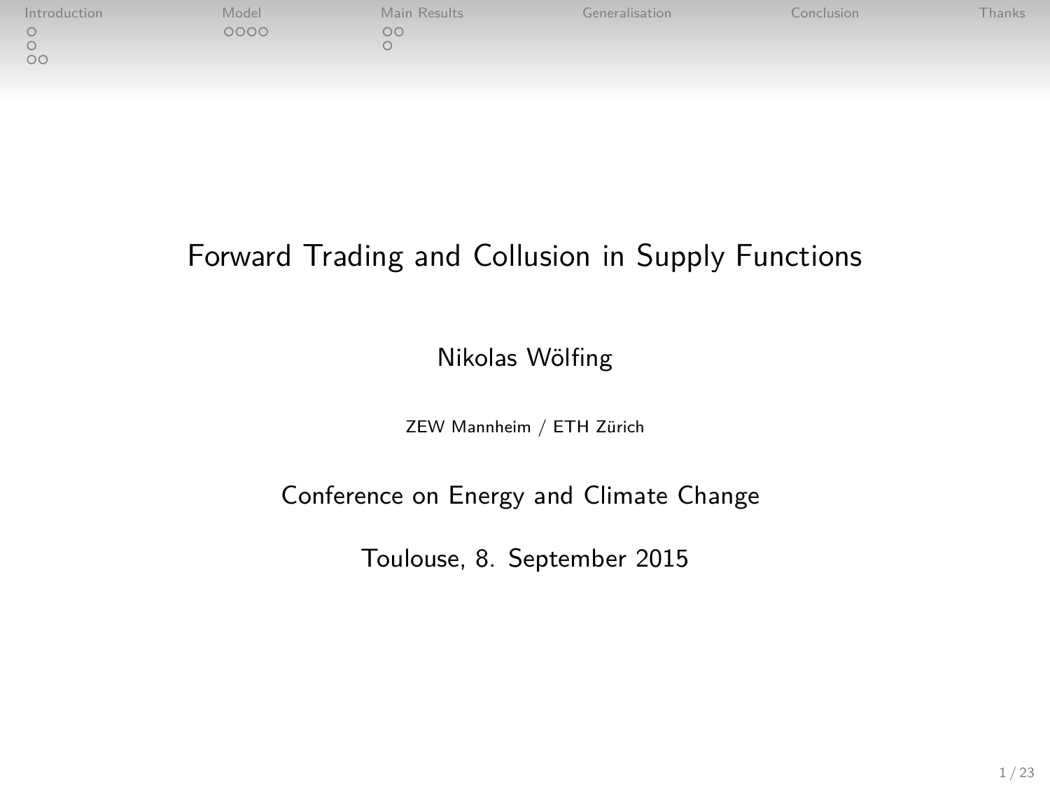# Forward Trading and Collusion in Supply Functions

Nikolas Wölfing

ZEW Mannheim / ETH Zürich

Conference on Energy and Climate Change

Toulouse, 8. September 2015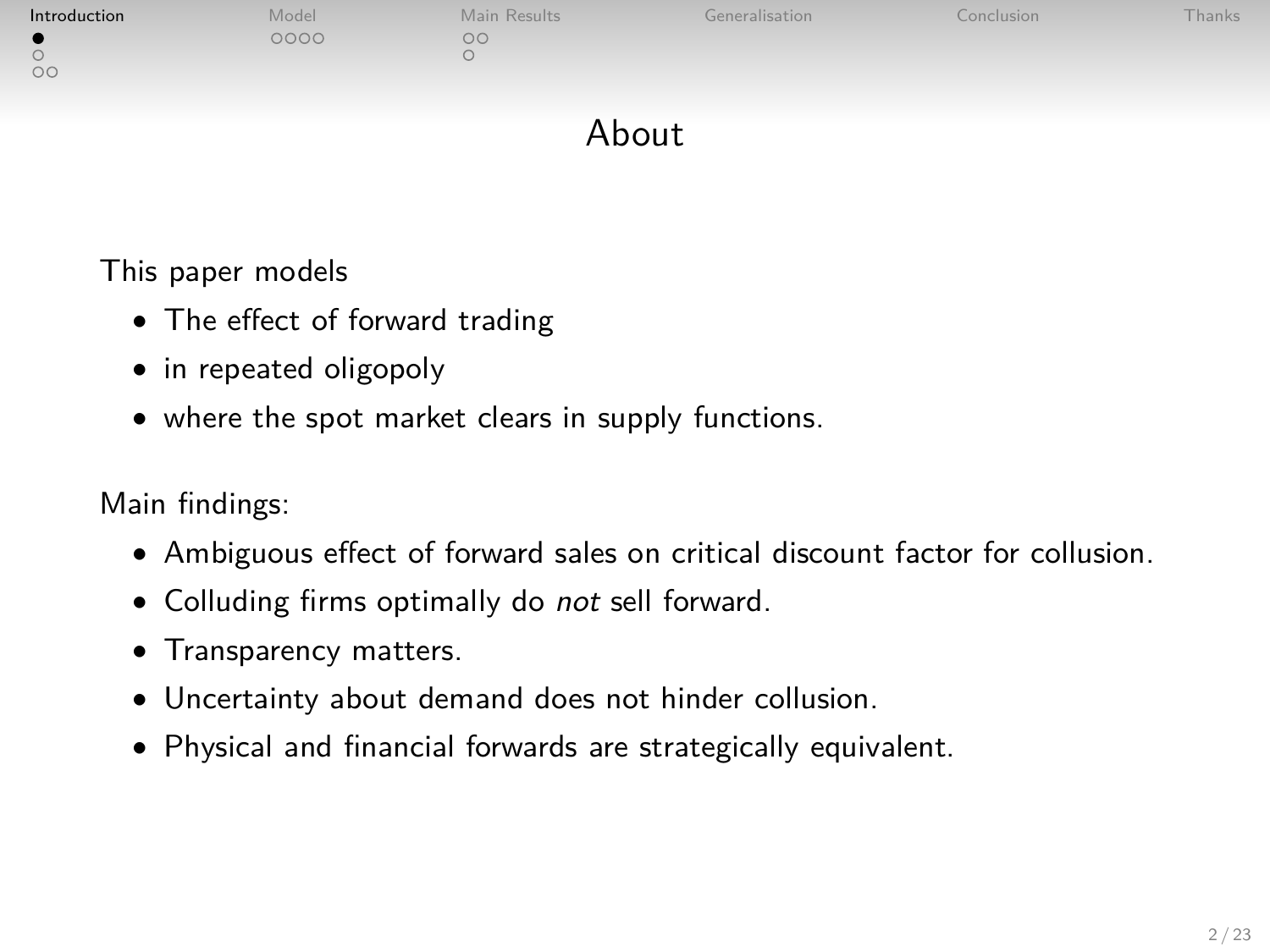# About

This paper models

- The effect of forward trading
- in repeated oligopoly
- where the spot market clears in supply functions.

Main findings:

- Ambiguous effect of forward sales on critical discount factor for collusion.
- Colluding firms optimally do *not* sell forward.
- Transparency matters.
- Uncertainty about demand does not hinder collusion.
- Physical and financial forwards are strategically equivalent.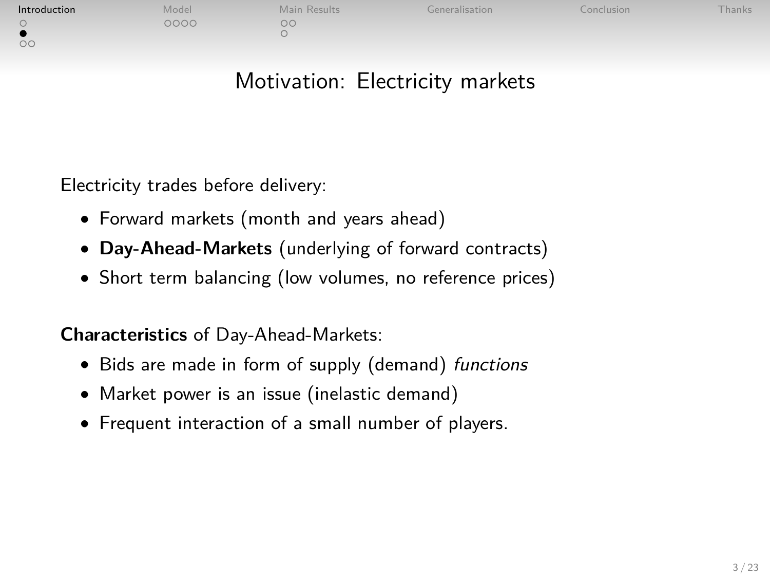# Motivation: Electricity markets

Electricity trades before delivery:

- Forward markets (month and years ahead)
- **Day-Ahead-Markets** (underlying of forward contracts)
- Short term balancing (low volumes, no reference prices)

**Characteristics** of Day-Ahead-Markets:

- Bids are made in form of supply (demand) *functions*
- Market power is an issue (inelastic demand)
- Frequent interaction of a small number of players.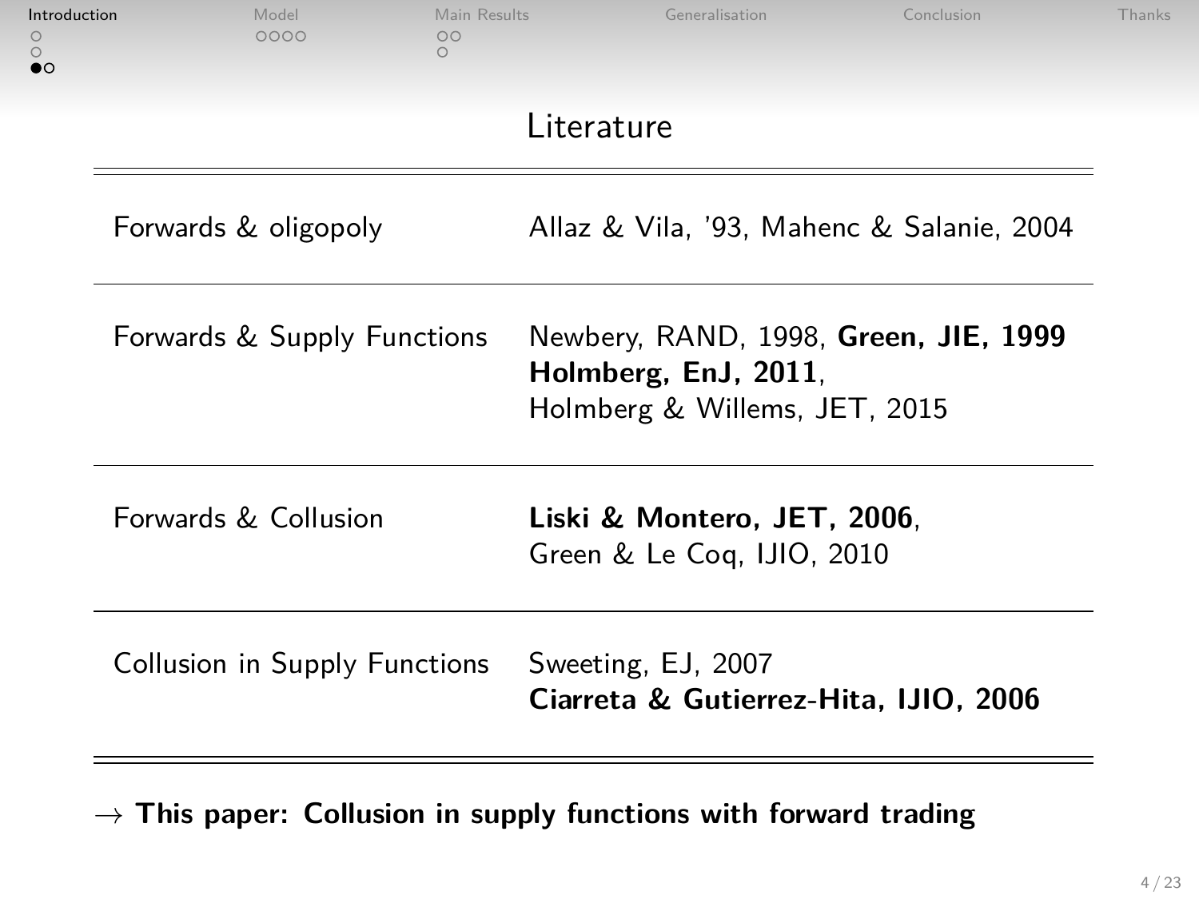## Literature

| | |
|---|---|
| Forwards & oligopoly | Allaz & Vila, '93, Mahenc & Salanie, 2004 |
| Forwards & Supply Functions | Newbery, RAND, 1998, **Green, JIE, 1999** **Holmberg, EnJ, 2011**, Holmberg & Willems, JET, 2015 |
| Forwards & Collusion | **Liski & Montero, JET, 2006**, Green & Le Coq, IJIO, 2010 |
| Collusion in Supply Functions | Sweeting, EJ, 2007 **Ciarreta & Gutierrez-Hita, IJIO, 2006** |

→ **This paper: Collusion in supply functions with forward trading**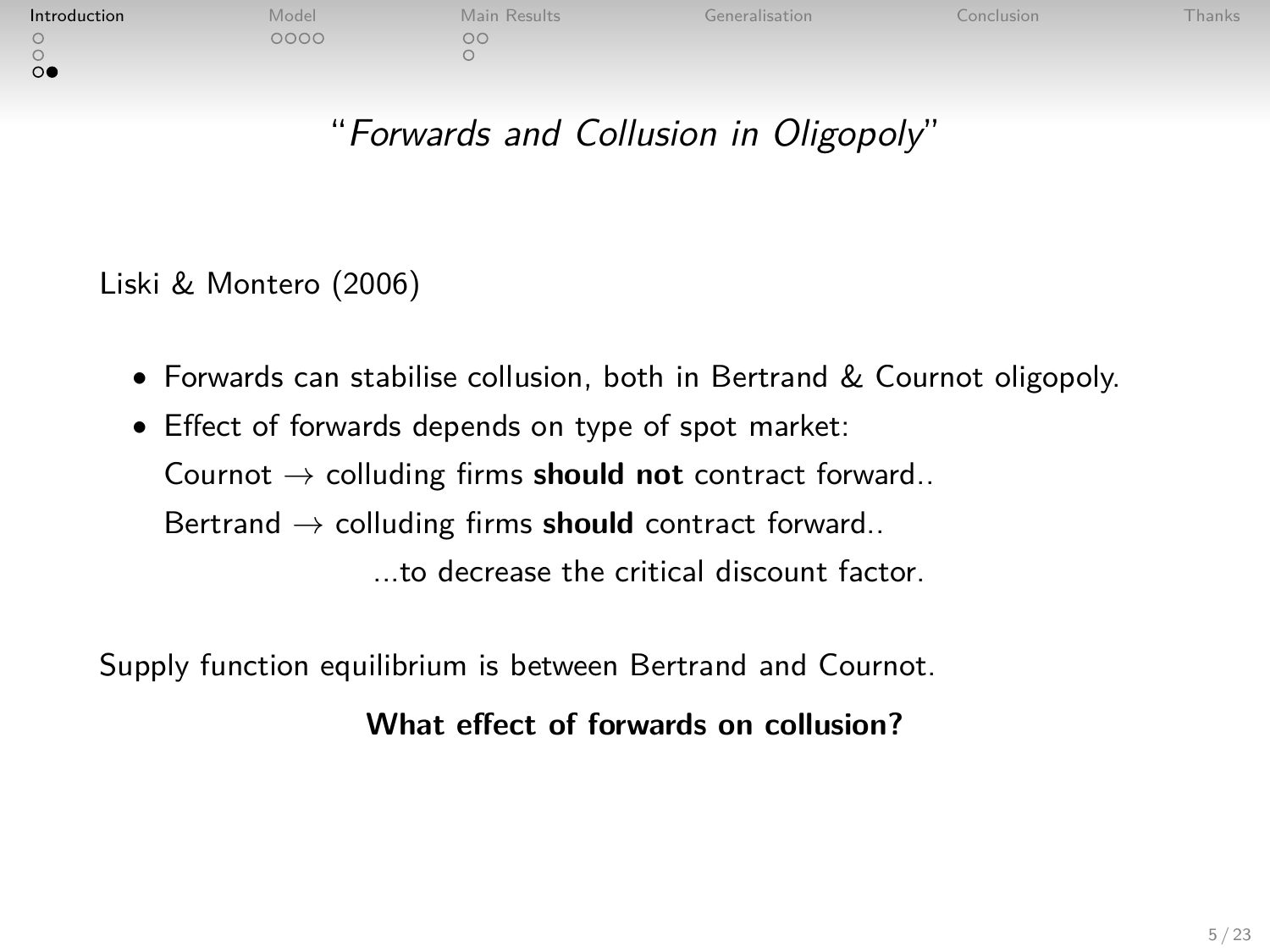# "*Forwards and Collusion in Oligopoly*"

Liski & Montero (2006)

- Forwards can stabilise collusion, both in Bertrand & Cournot oligopoly.
- Effect of forwards depends on type of spot market:

  Cournot → colluding firms **should not** contract forward..

  Bertrand → colluding firms **should** contract forward..

  ...to decrease the critical discount factor.

Supply function equilibrium is between Bertrand and Cournot.

**What effect of forwards on collusion?**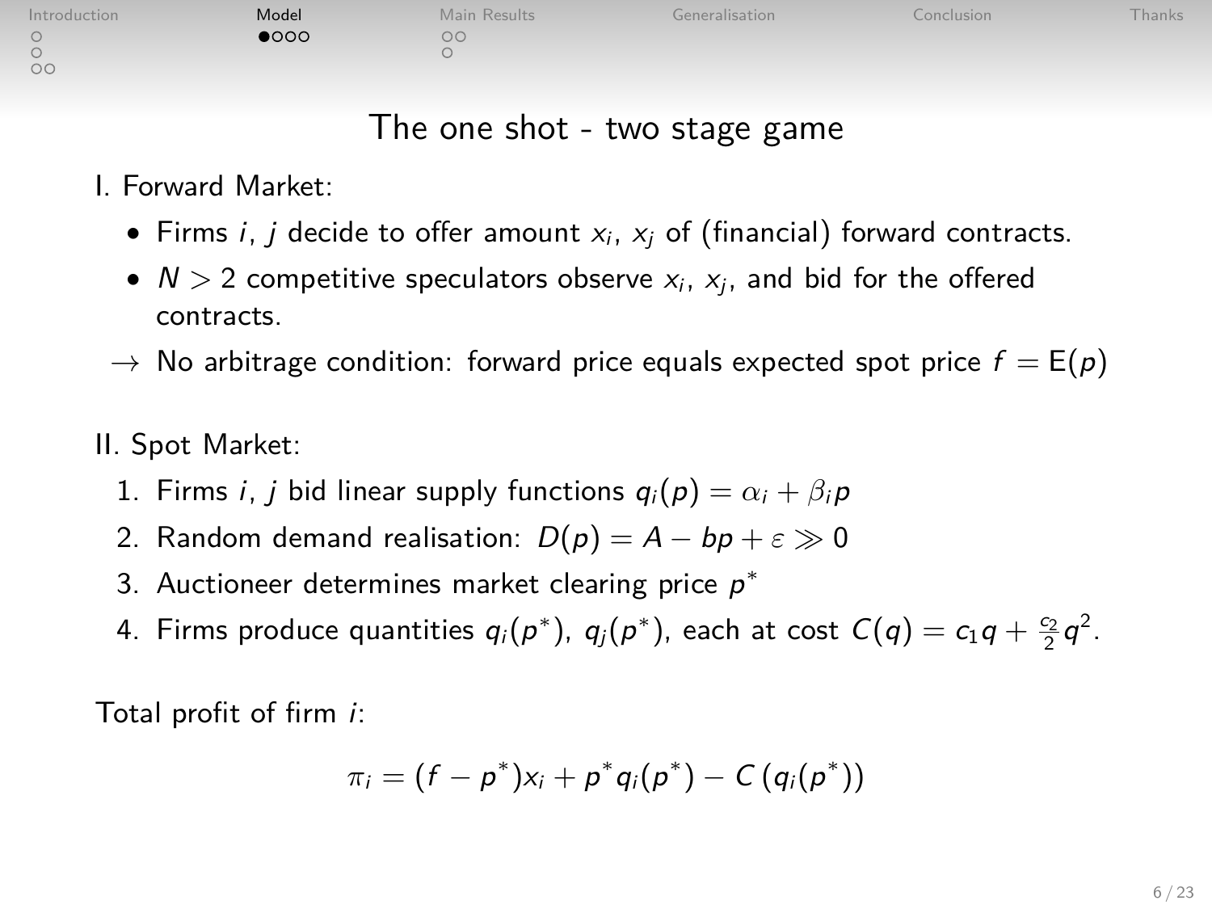# The one shot - two stage game

I. Forward Market:

- Firms $i$, $j$ decide to offer amount $x_i$, $x_j$ of (financial) forward contracts.
- $N > 2$ competitive speculators observe $x_i$, $x_j$, and bid for the offered contracts.

$\rightarrow$ No arbitrage condition: forward price equals expected spot price $f = \mathrm{E}(p)$

II. Spot Market:

1. Firms $i$, $j$ bid linear supply functions $q_i(p) = \alpha_i + \beta_i p$
2. Random demand realisation: $D(p) = A - bp + \varepsilon \gg 0$
3. Auctioneer determines market clearing price $p^*$
4. Firms produce quantities $q_i(p^*)$, $q_j(p^*)$, each at cost $C(q) = c_1 q + \frac{c_2}{2} q^2$.

Total profit of firm $i$:

$$\pi_i = (f - p^*)x_i + p^* q_i(p^*) - C\left(q_i(p^*)\right)$$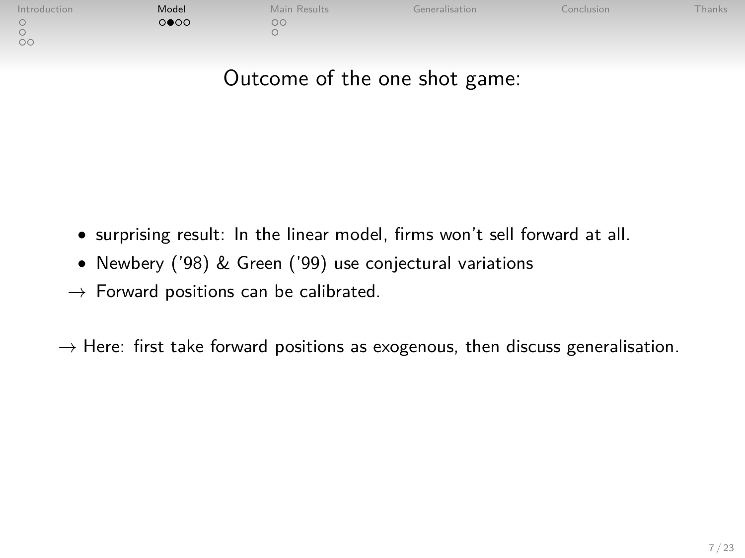## Outcome of the one shot game:

- surprising result: In the linear model, firms won't sell forward at all.
- Newbery ('98) & Green ('99) use conjectural variations

$\rightarrow$ Forward positions can be calibrated.

$\rightarrow$ Here: first take forward positions as exogenous, then discuss generalisation.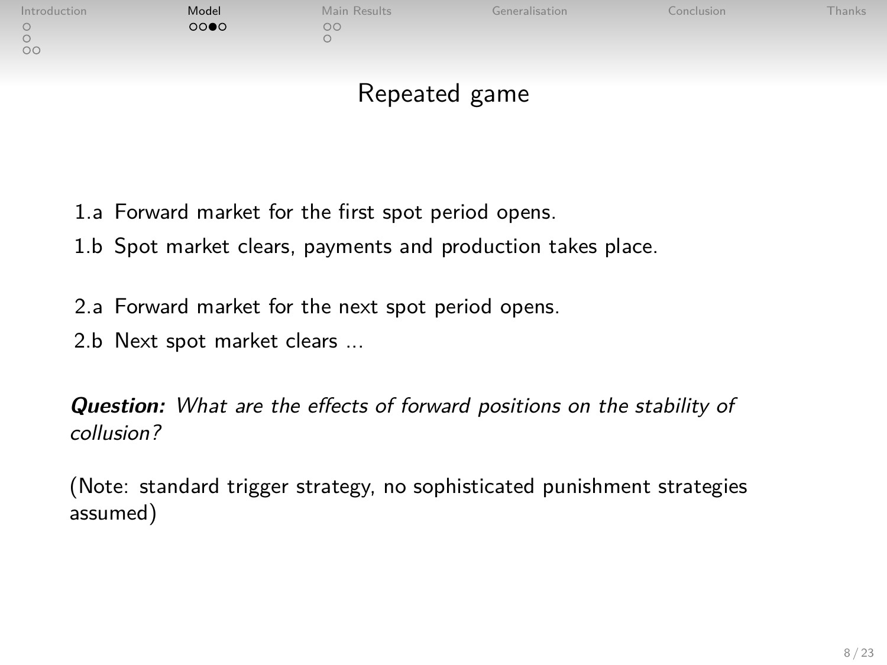# Repeated game

1.a Forward market for the first spot period opens.

1.b Spot market clears, payments and production takes place.

2.a Forward market for the next spot period opens.

2.b Next spot market clears ...

***Question:*** *What are the effects of forward positions on the stability of collusion?*

(Note: standard trigger strategy, no sophisticated punishment strategies assumed)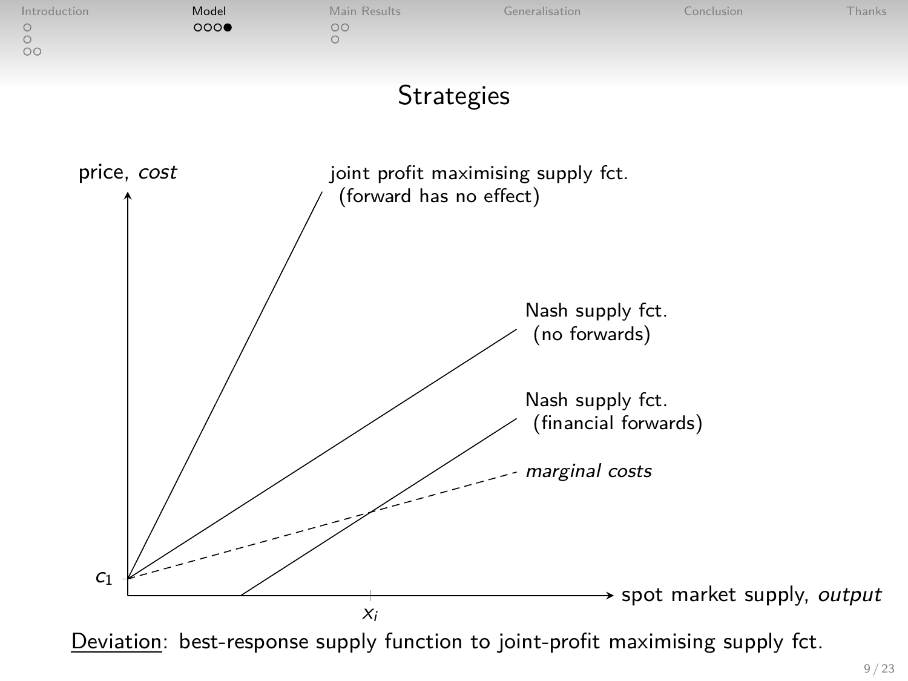# Strategies

price, *cost*

joint profit maximising supply fct.
(forward has no effect)

Nash supply fct.
(no forwards)

Nash supply fct.
(financial forwards)

*marginal costs*

$c_1$

$x_i$

spot market supply, *output*

Deviation: best-response supply function to joint-profit maximising supply fct.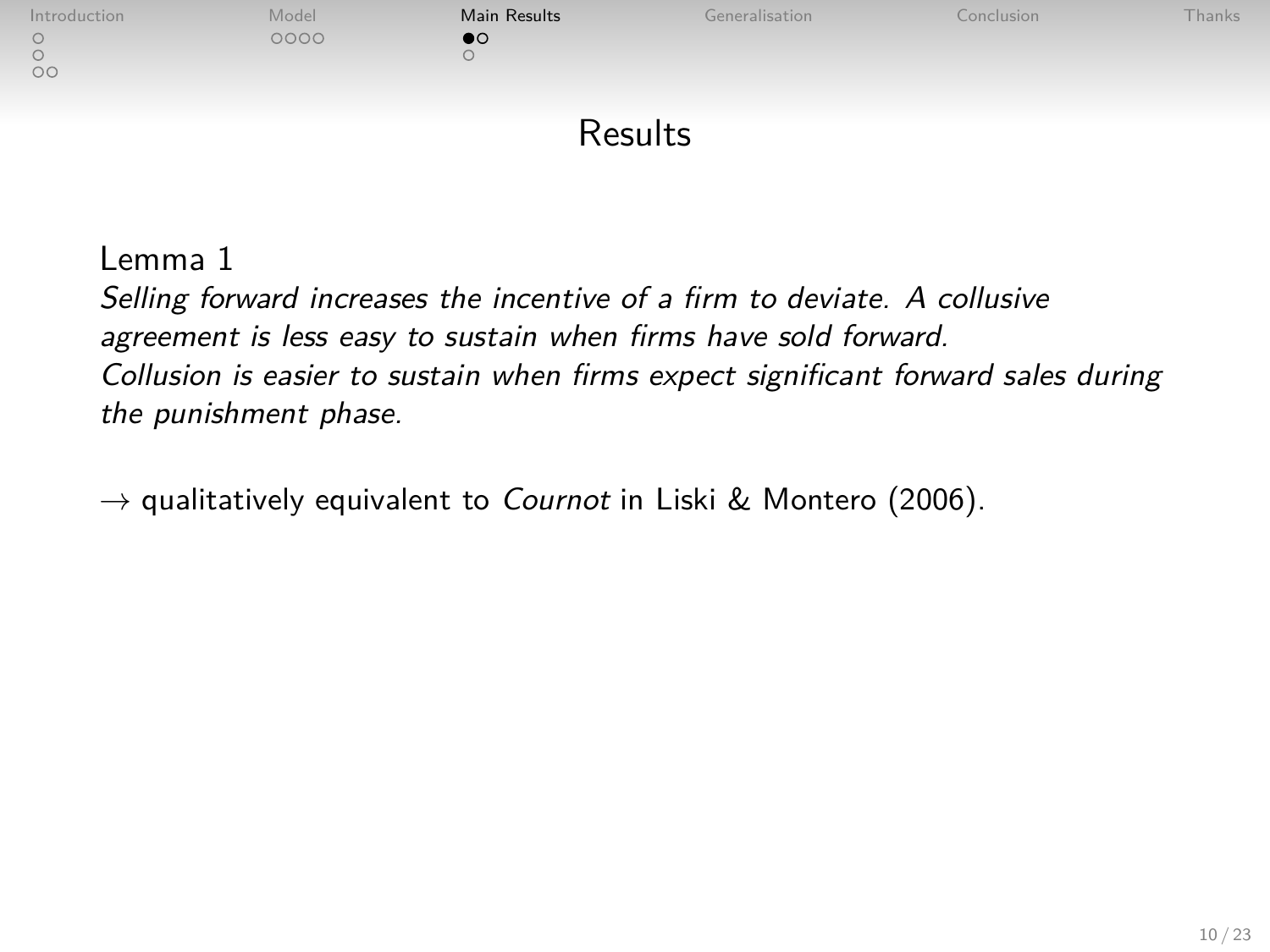# Results

Lemma 1

*Selling forward increases the incentive of a firm to deviate. A collusive agreement is less easy to sustain when firms have sold forward. Collusion is easier to sustain when firms expect significant forward sales during the punishment phase.*

$\rightarrow$ qualitatively equivalent to *Cournot* in Liski & Montero (2006).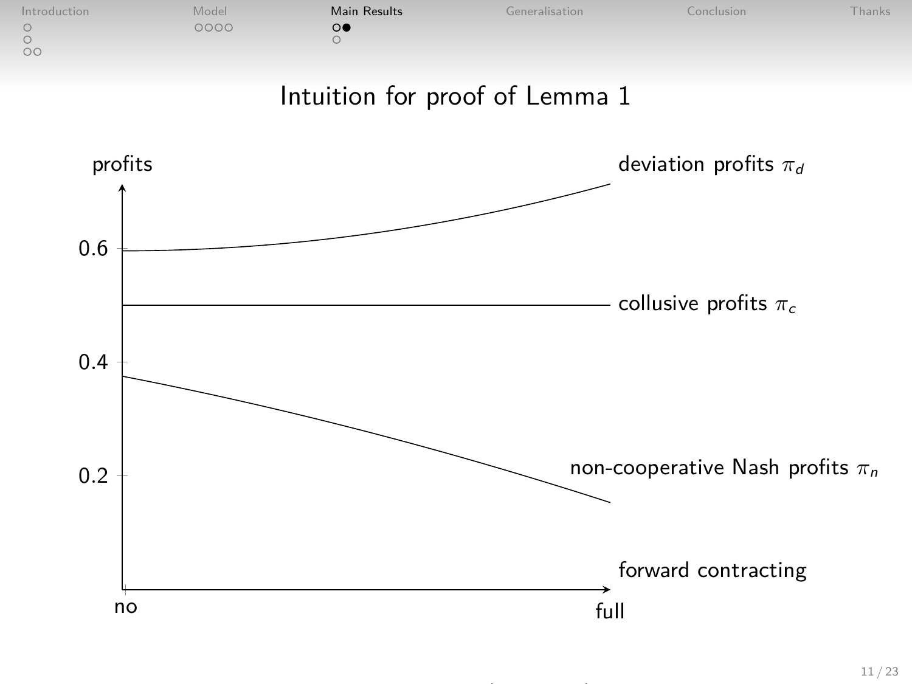# Intuition for proof of Lemma 1

profits

deviation profits $\pi_d$

0.6

collusive profits $\pi_c$

0.4

0.2

non-cooperative Nash profits $\pi_n$

forward contracting

no

full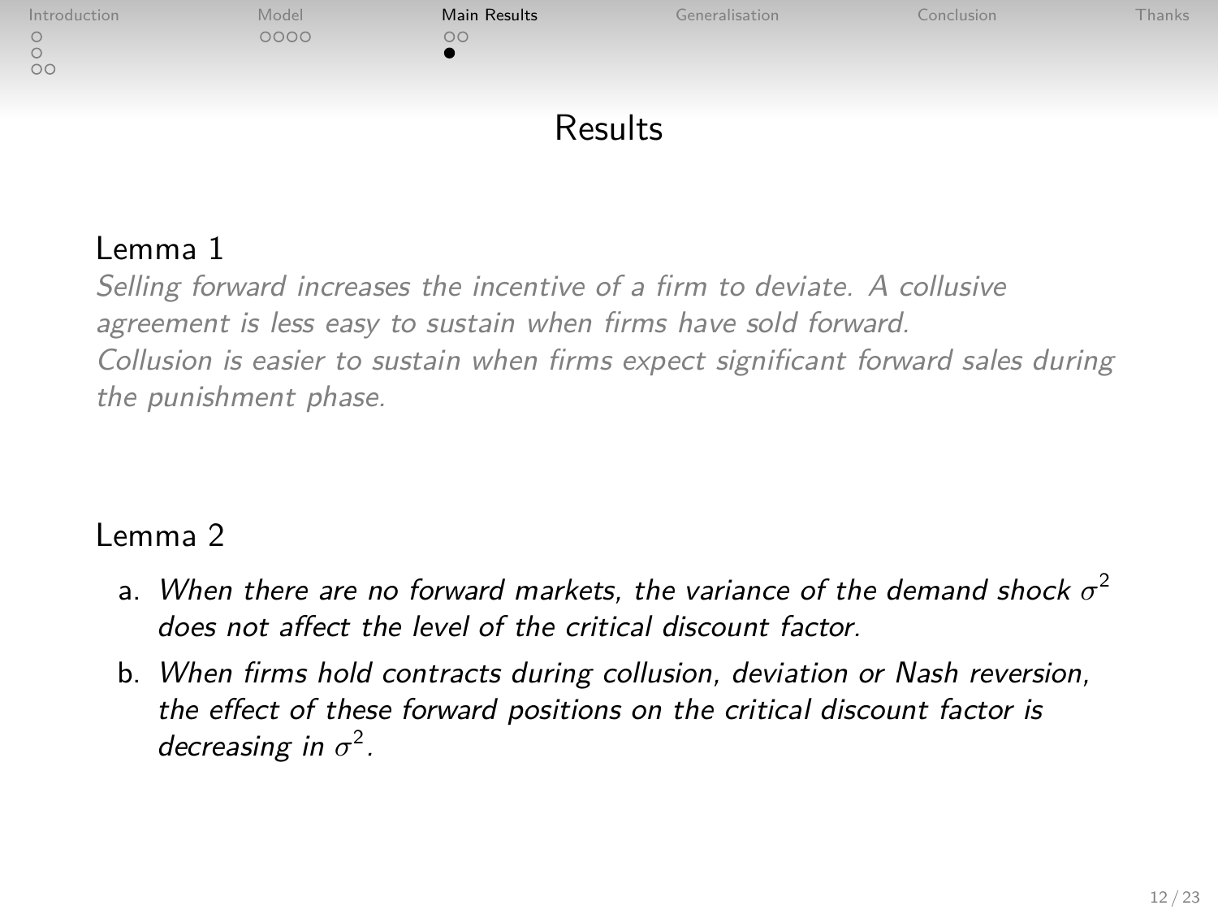# Results

## Lemma 1

*Selling forward increases the incentive of a firm to deviate. A collusive agreement is less easy to sustain when firms have sold forward.*
*Collusion is easier to sustain when firms expect significant forward sales during the punishment phase.*

## Lemma 2

a. *When there are no forward markets, the variance of the demand shock $\sigma^2$ does not affect the level of the critical discount factor.*

b. *When firms hold contracts during collusion, deviation or Nash reversion, the effect of these forward positions on the critical discount factor is decreasing in $\sigma^2$.*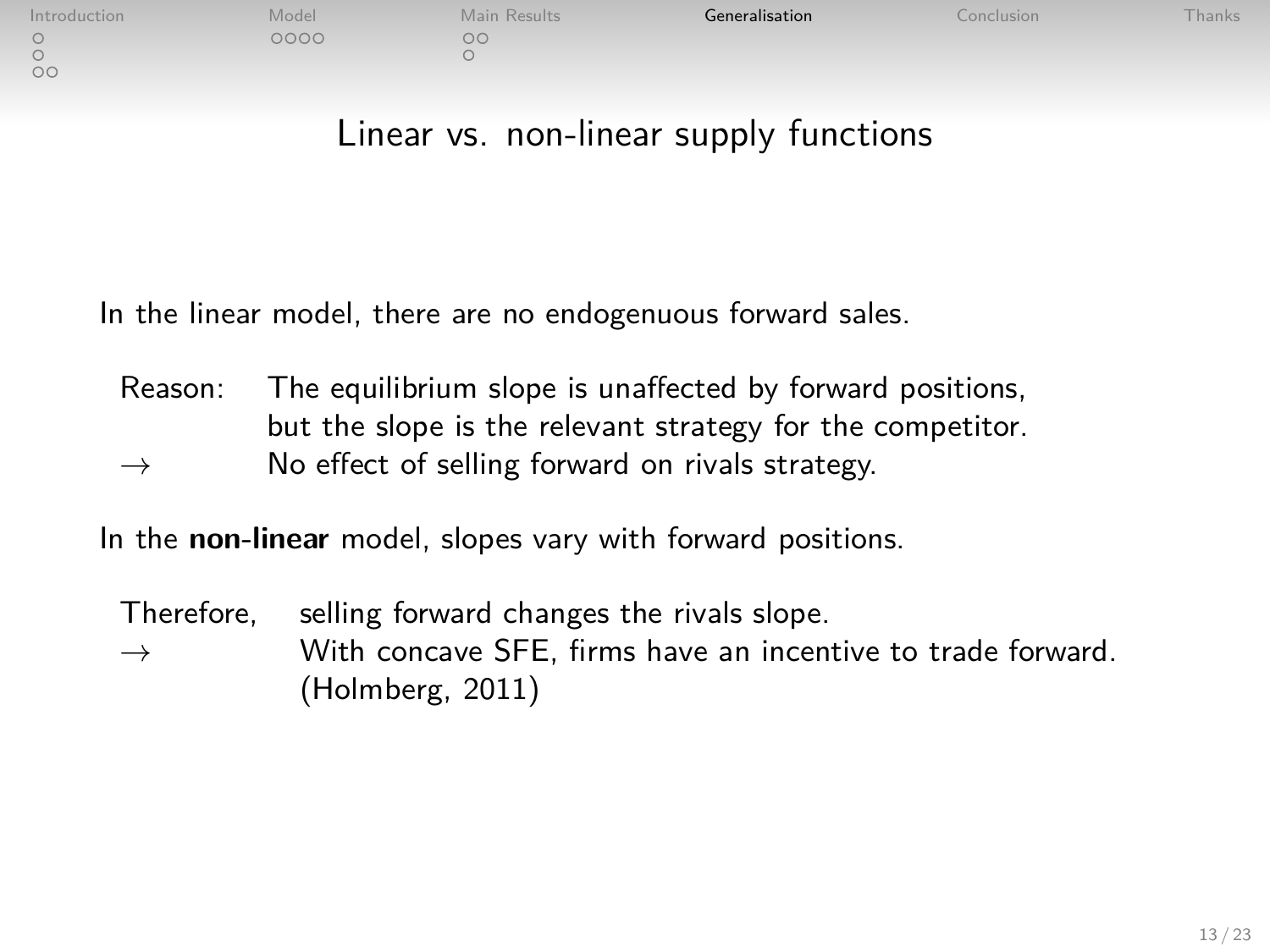# Linear vs. non-linear supply functions

In the linear model, there are no endogenuous forward sales.

Reason: The equilibrium slope is unaffected by forward positions, but the slope is the relevant strategy for the competitor.

$\rightarrow$ No effect of selling forward on rivals strategy.

In the **non-linear** model, slopes vary with forward positions.

Therefore, selling forward changes the rivals slope.

$\rightarrow$ With concave SFE, firms have an incentive to trade forward. (Holmberg, 2011)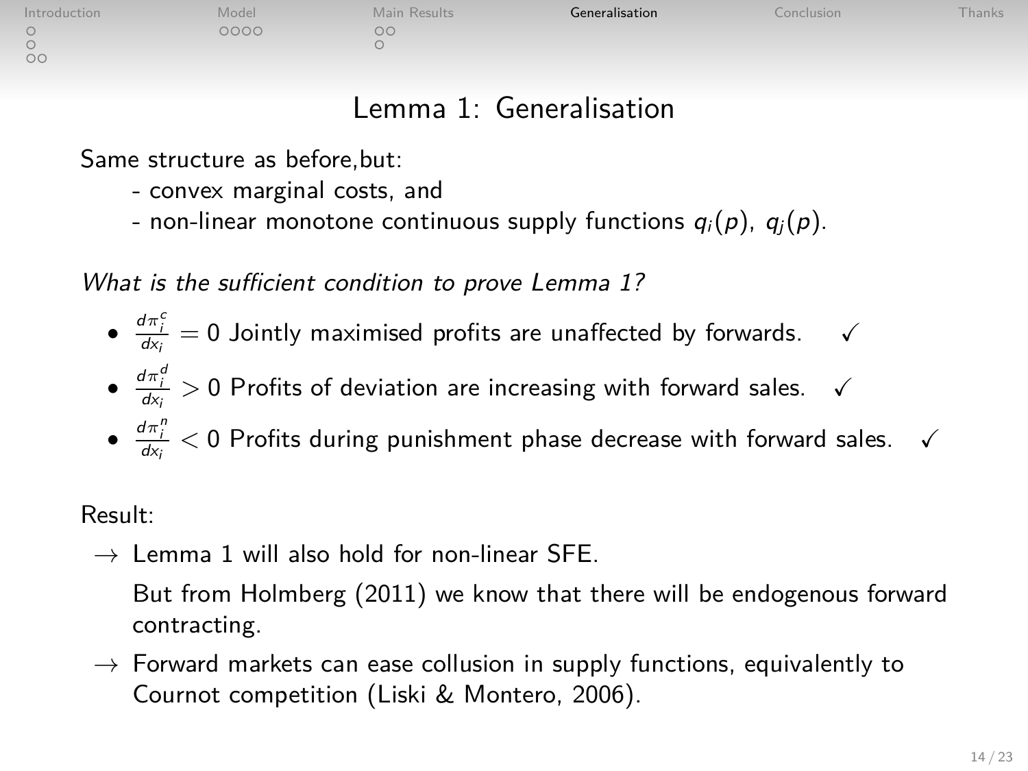# Lemma 1: Generalisation

Same structure as before,but:

- convex marginal costs, and
- non-linear monotone continuous supply functions $q_i(p)$, $q_j(p)$.

*What is the sufficient condition to prove Lemma 1?*

- $\frac{d\pi_i^c}{dx_i} = 0$ Jointly maximised profits are unaffected by forwards. ✓
- $\frac{d\pi_i^d}{dx_i} > 0$ Profits of deviation are increasing with forward sales. ✓
- $\frac{d\pi_i^n}{dx_i} < 0$ Profits during punishment phase decrease with forward sales. ✓

Result:

$\rightarrow$ Lemma 1 will also hold for non-linear SFE.

But from Holmberg (2011) we know that there will be endogenous forward contracting.

$\rightarrow$ Forward markets can ease collusion in supply functions, equivalently to Cournot competition (Liski & Montero, 2006).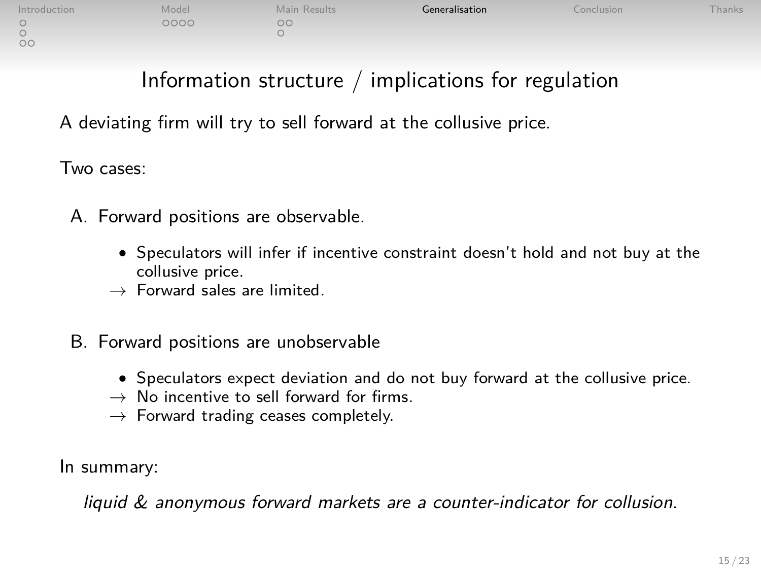# Information structure / implications for regulation

A deviating firm will try to sell forward at the collusive price.

Two cases:

A. Forward positions are observable.

- Speculators will infer if incentive constraint doesn't hold and not buy at the collusive price.

→ Forward sales are limited.

B. Forward positions are unobservable

- Speculators expect deviation and do not buy forward at the collusive price.

→ No incentive to sell forward for firms.

→ Forward trading ceases completely.

In summary:

*liquid & anonymous forward markets are a counter-indicator for collusion.*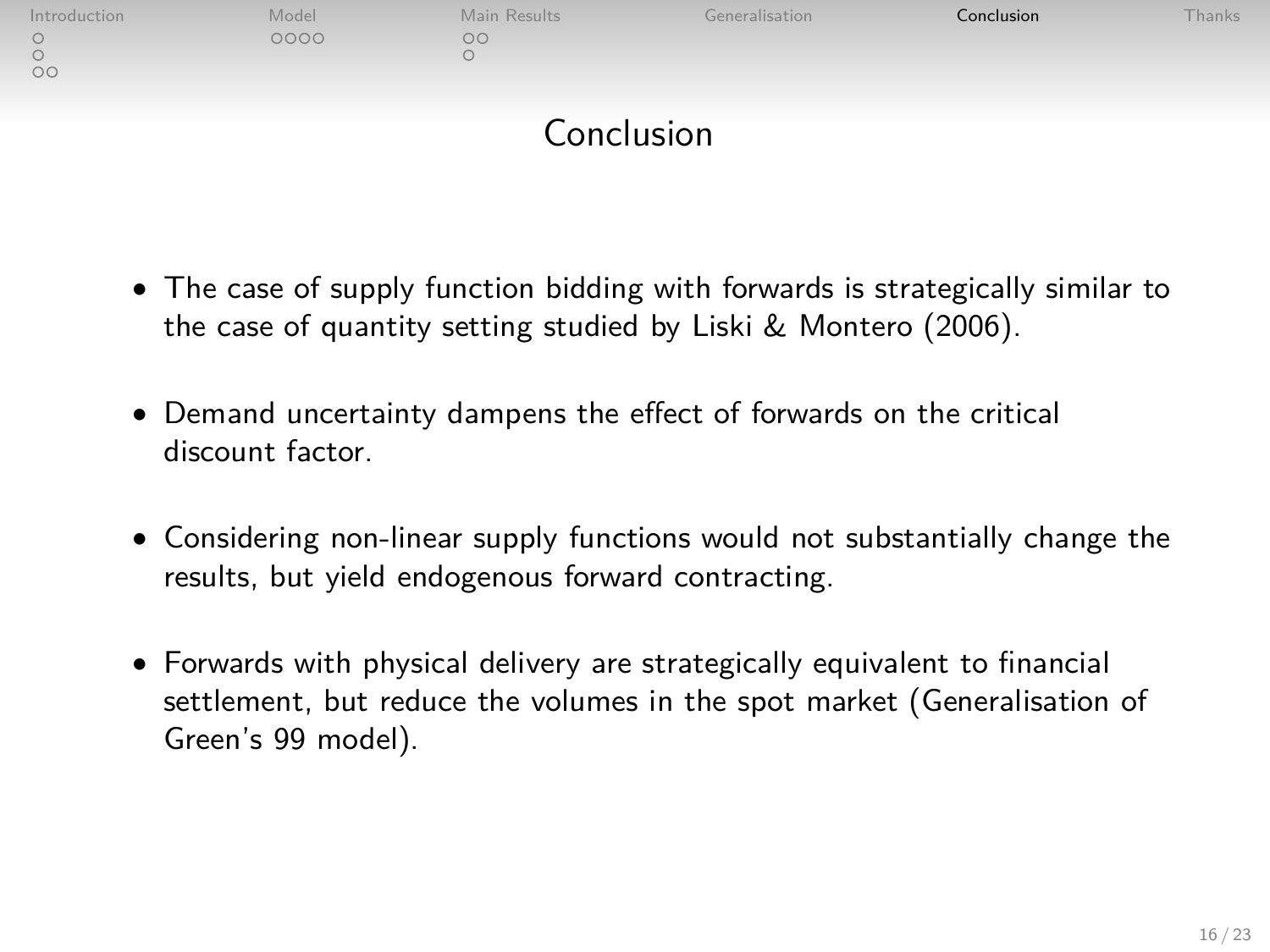# Conclusion

- The case of supply function bidding with forwards is strategically similar to the case of quantity setting studied by Liski & Montero (2006).
- Demand uncertainty dampens the effect of forwards on the critical discount factor.
- Considering non-linear supply functions would not substantially change the results, but yield endogenous forward contracting.
- Forwards with physical delivery are strategically equivalent to financial settlement, but reduce the volumes in the spot market (Generalisation of Green's 99 model).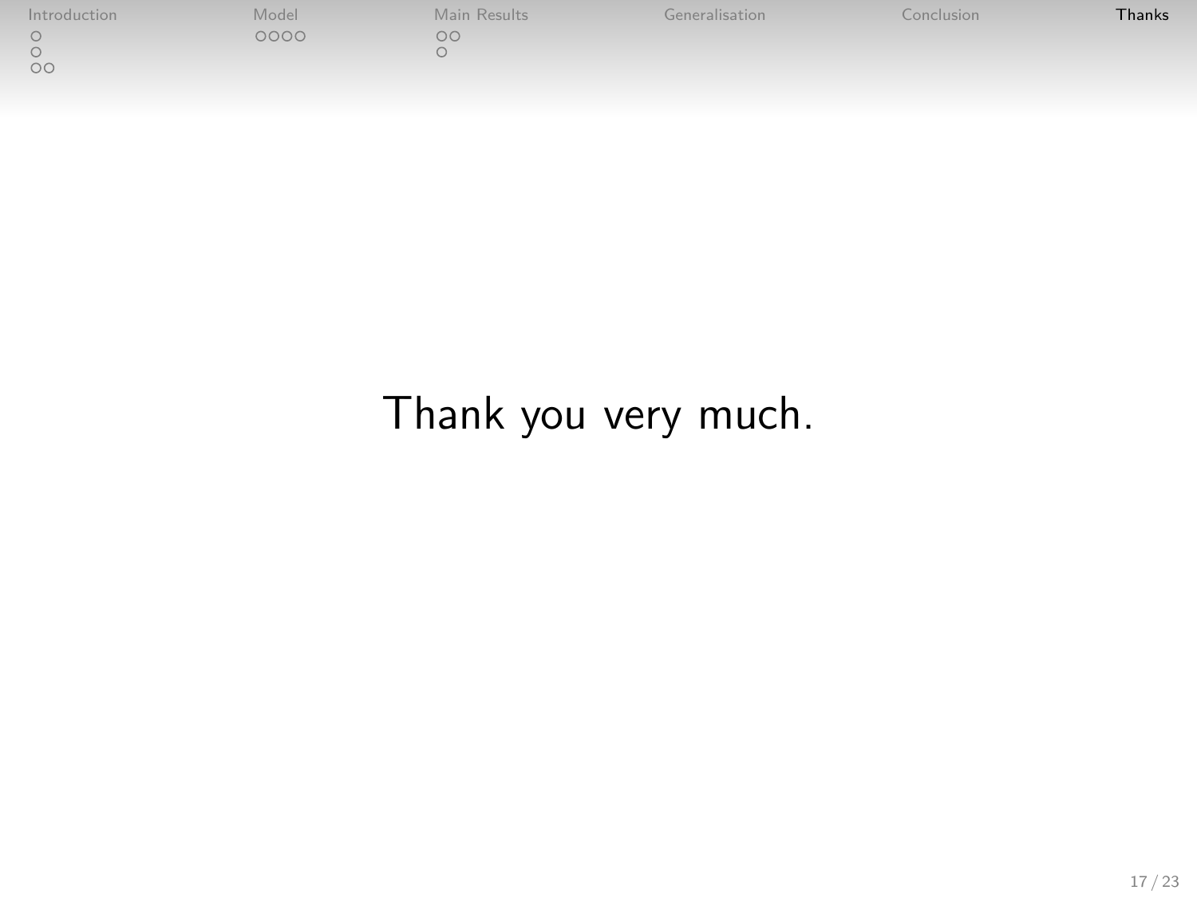Thank you very much.